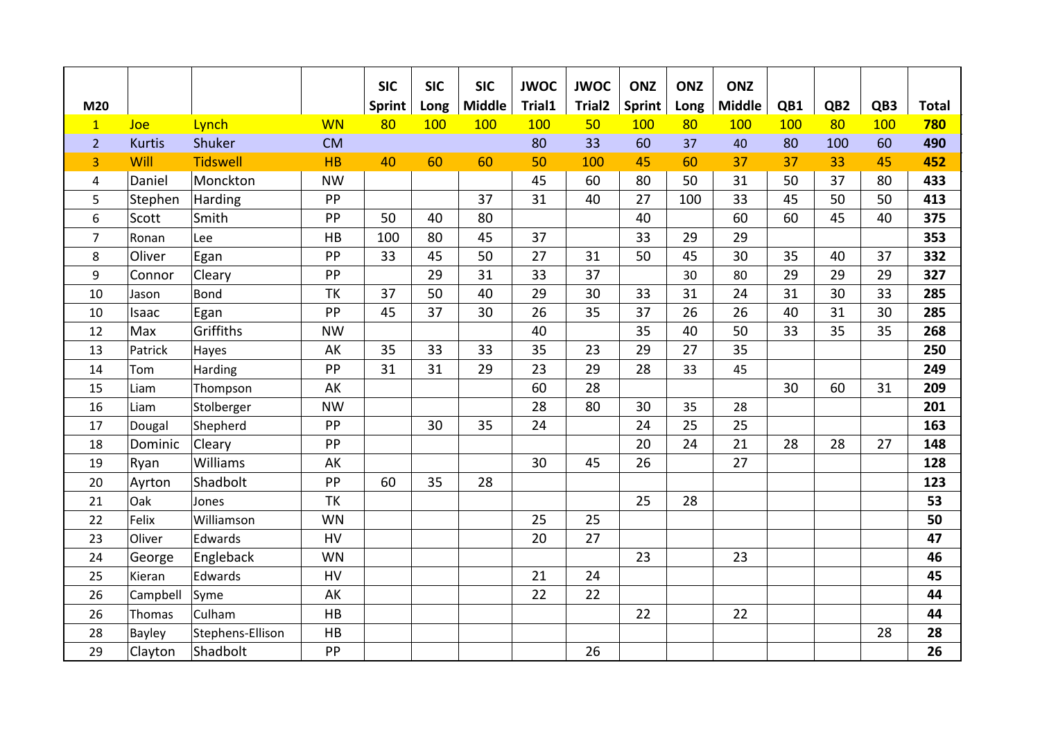| M20 | | | | SIC Sprint | SIC Long | SIC Middle | JWOC Trial1 | JWOC Trial2 | ONZ Sprint | ONZ Long | ONZ Middle | QB1 | QB2 | QB3 | Total |
|---|---|---|---|---|---|---|---|---|---|---|---|---|---|---|---|
| 1 | Joe | Lynch | WN | 80 | 100 | 100 | 100 | 50 | 100 | 80 | 100 | 100 | 80 | 100 | **780** |
| 2 | Kurtis | Shuker | CM | | | | 80 | 33 | 60 | 37 | 40 | 80 | 100 | 60 | **490** |
| 3 | Will | Tidswell | HB | 40 | 60 | 60 | 50 | 100 | 45 | 60 | 37 | 37 | 33 | 45 | **452** |
| 4 | Daniel | Monckton | NW | | | | 45 | 60 | 80 | 50 | 31 | 50 | 37 | 80 | **433** |
| 5 | Stephen | Harding | PP | | | 37 | 31 | 40 | 27 | 100 | 33 | 45 | 50 | 50 | **413** |
| 6 | Scott | Smith | PP | 50 | 40 | 80 | | | 40 | | 60 | 60 | 45 | 40 | **375** |
| 7 | Ronan | Lee | HB | 100 | 80 | 45 | 37 | | 33 | 29 | 29 | | | | **353** |
| 8 | Oliver | Egan | PP | 33 | 45 | 50 | 27 | 31 | 50 | 45 | 30 | 35 | 40 | 37 | **332** |
| 9 | Connor | Cleary | PP | | 29 | 31 | 33 | 37 | | 30 | 80 | 29 | 29 | 29 | **327** |
| 10 | Jason | Bond | TK | 37 | 50 | 40 | 29 | 30 | 33 | 31 | 24 | 31 | 30 | 33 | **285** |
| 10 | Isaac | Egan | PP | 45 | 37 | 30 | 26 | 35 | 37 | 26 | 26 | 40 | 31 | 30 | **285** |
| 12 | Max | Griffiths | NW | | | | 40 | | 35 | 40 | 50 | 33 | 35 | 35 | **268** |
| 13 | Patrick | Hayes | AK | 35 | 33 | 33 | 35 | 23 | 29 | 27 | 35 | | | | **250** |
| 14 | Tom | Harding | PP | 31 | 31 | 29 | 23 | 29 | 28 | 33 | 45 | | | | **249** |
| 15 | Liam | Thompson | AK | | | | 60 | 28 | | | | 30 | 60 | 31 | **209** |
| 16 | Liam | Stolberger | NW | | | | 28 | 80 | 30 | 35 | 28 | | | | **201** |
| 17 | Dougal | Shepherd | PP | | 30 | 35 | 24 | | 24 | 25 | 25 | | | | **163** |
| 18 | Dominic | Cleary | PP | | | | | | 20 | 24 | 21 | 28 | 28 | 27 | **148** |
| 19 | Ryan | Williams | AK | | | | 30 | 45 | 26 | | 27 | | | | **128** |
| 20 | Ayrton | Shadbolt | PP | 60 | 35 | 28 | | | | | | | | | **123** |
| 21 | Oak | Jones | TK | | | | | | 25 | 28 | | | | | **53** |
| 22 | Felix | Williamson | WN | | | | 25 | 25 | | | | | | | **50** |
| 23 | Oliver | Edwards | HV | | | | 20 | 27 | | | | | | | **47** |
| 24 | George | Engleback | WN | | | | | | 23 | | 23 | | | | **46** |
| 25 | Kieran | Edwards | HV | | | | 21 | 24 | | | | | | | **45** |
| 26 | Campbell | Syme | AK | | | | 22 | 22 | | | | | | | **44** |
| 26 | Thomas | Culham | HB | | | | | | 22 | | 22 | | | | **44** |
| 28 | Bayley | Stephens-Ellison | HB | | | | | | | | | | | 28 | **28** |
| 29 | Clayton | Shadbolt | PP | | | | | 26 | | | | | | | **26** |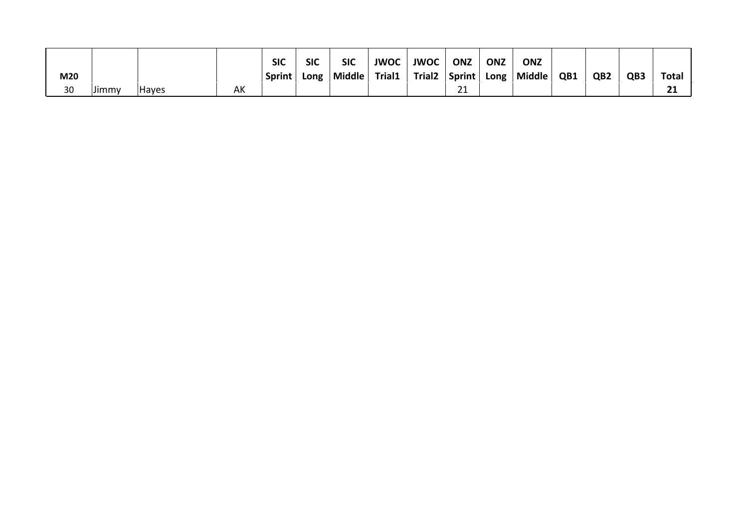| M20 | | | | SIC Sprint | SIC Long | SIC Middle | JWOC Trial1 | JWOC Trial2 | ONZ Sprint | ONZ Long | ONZ Middle | QB1 | QB2 | QB3 | Total |
|---|---|---|---|---|---|---|---|---|---|---|---|---|---|---|---|
| 30 | Jimmy | Hayes | AK | | | | | | 21 | | | | | | **21** |